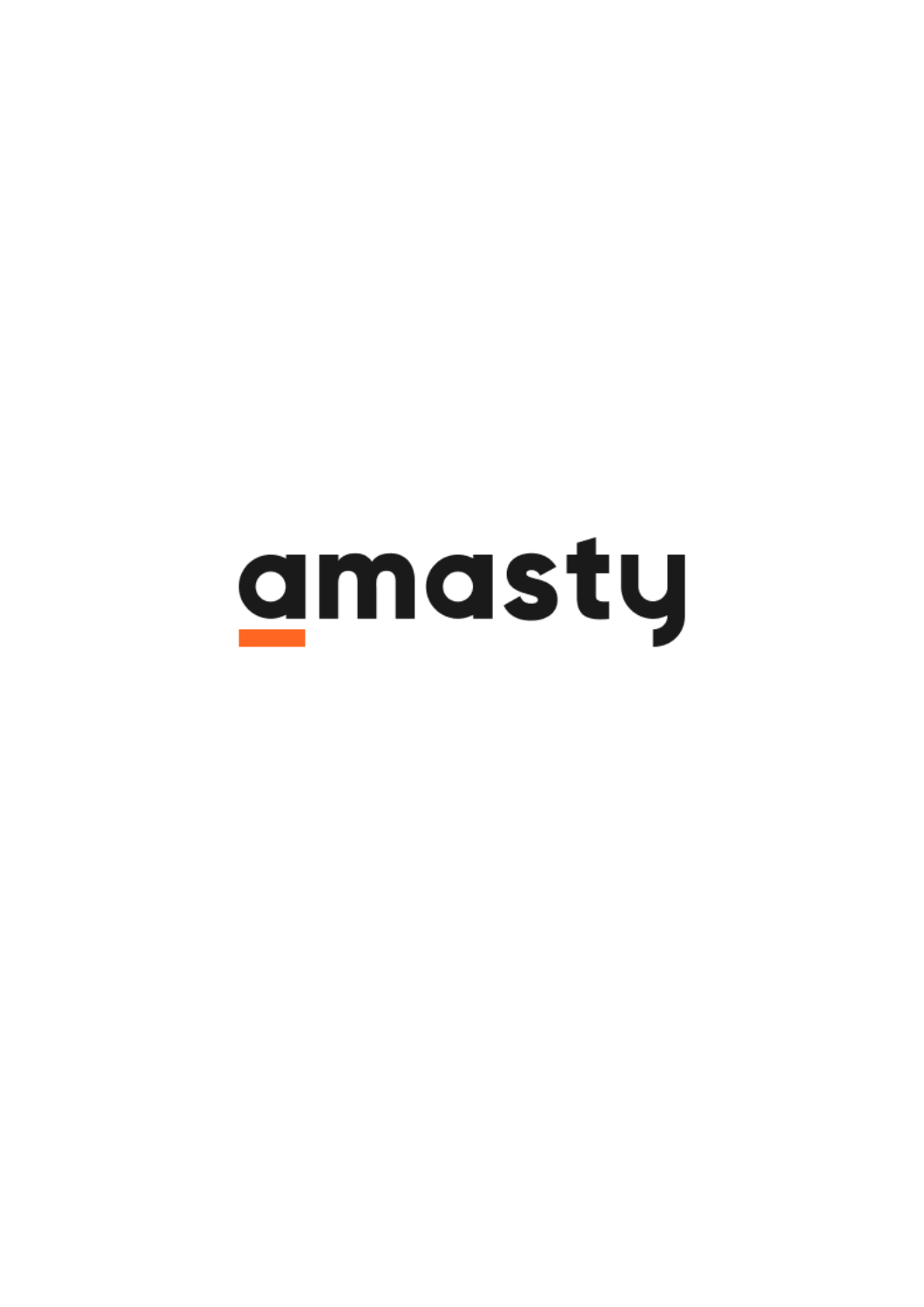amasty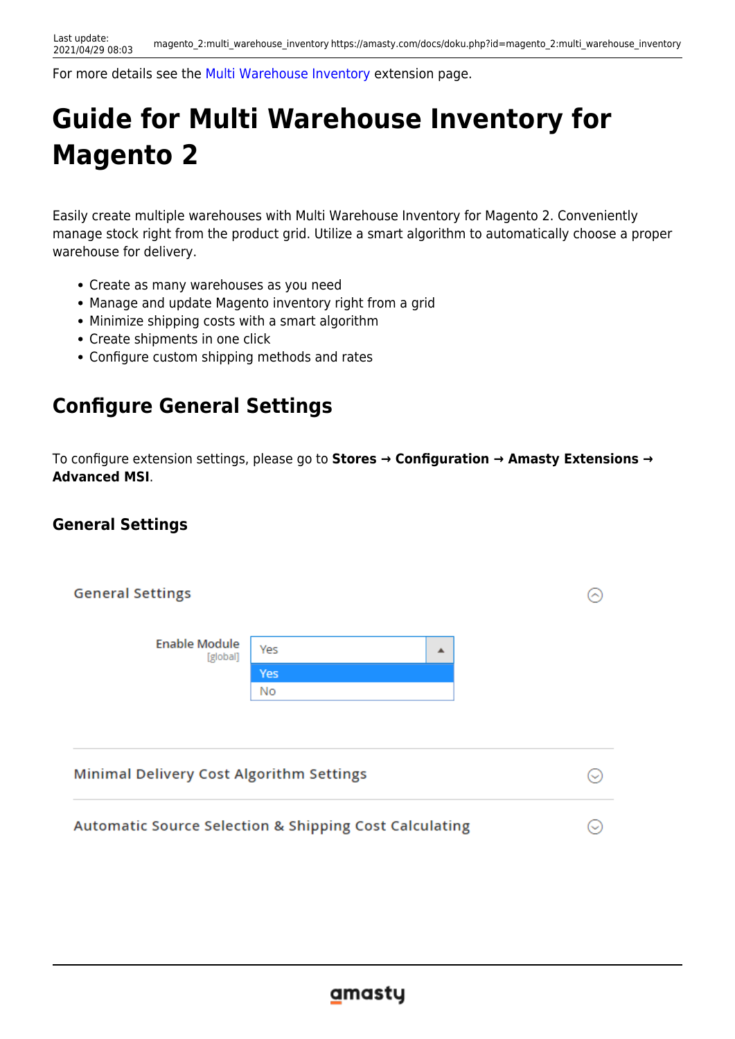For more details see the Multi Warehouse Inventory extension page.

# Guide for Multi Warehouse Inventory for Magento 2

Easily create multiple warehouses with Multi Warehouse Inventory for Magento 2. Conveniently manage stock right from the product grid. Utilize a smart algorithm to automatically choose a proper warehouse for delivery.

- Create as many warehouses as you need
- Manage and update Magento inventory right from a grid
- Minimize shipping costs with a smart algorithm
- Create shipments in one click
- Configure custom shipping methods and rates

## Configure General Settings

To configure extension settings, please go to **Stores → Configuration → Amasty Extensions → Advanced MSI**.

### General Settings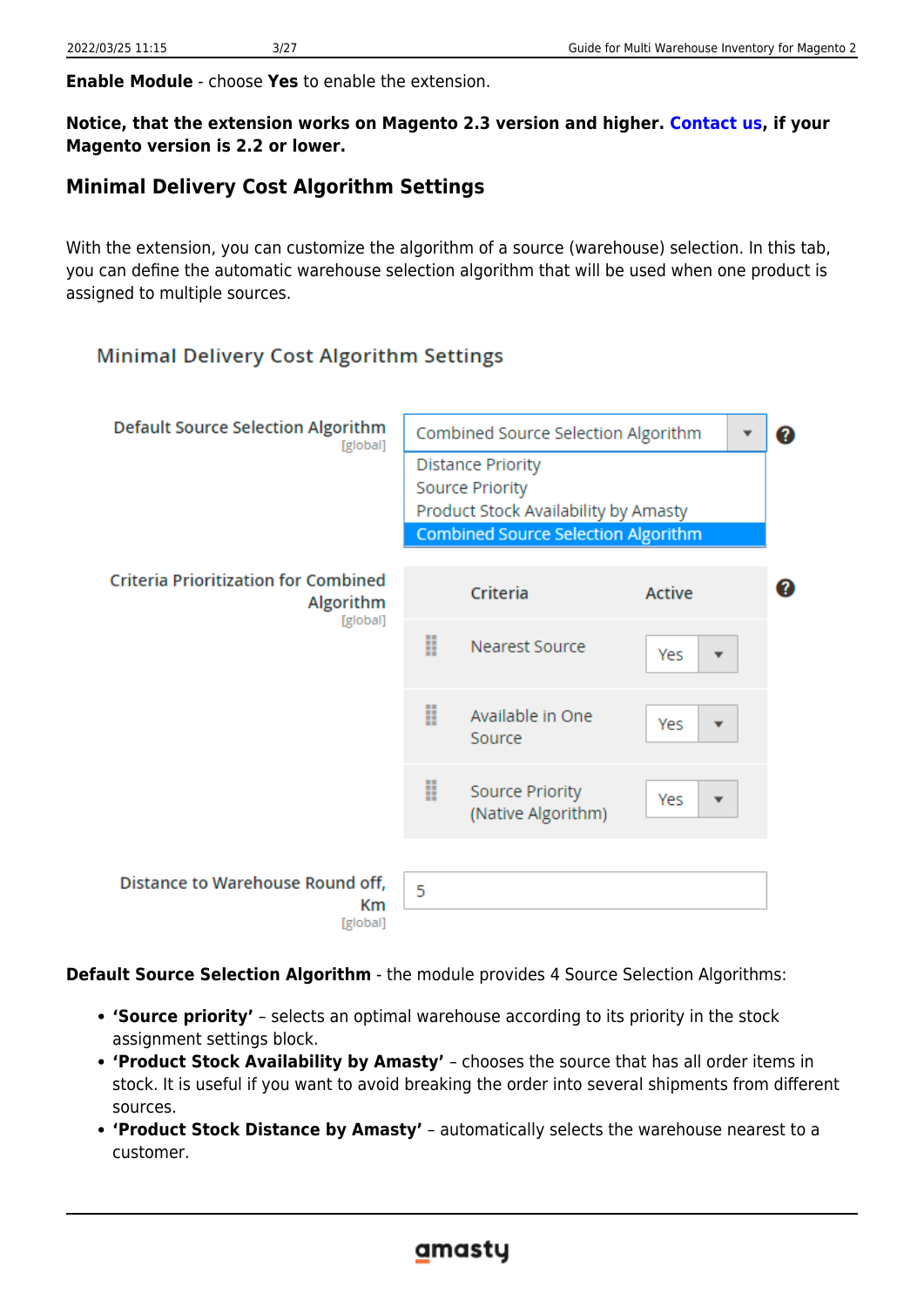**Enable Module** - choose **Yes** to enable the extension.

**Notice, that the extension works on Magento 2.3 version and higher. Contact us, if your Magento version is 2.2 or lower.**

## Minimal Delivery Cost Algorithm Settings

With the extension, you can customize the algorithm of a source (warehouse) selection. In this tab, you can define the automatic warehouse selection algorithm that will be used when one product is assigned to multiple sources.

Minimal Delivery Cost Algorithm Settings

Default Source Selection Algorithm [global]: Combined Source Selection Algorithm

- Distance Priority
- Source Priority
- Product Stock Availability by Amasty
- Combined Source Selection Algorithm

Criteria Prioritization for Combined Algorithm [global]

| Criteria | Active |
| --- | --- |
| Nearest Source | Yes |
| Available in One Source | Yes |
| Source Priority (Native Algorithm) | Yes |

Distance to Warehouse Round off, Km [global]: 5

**Default Source Selection Algorithm** - the module provides 4 Source Selection Algorithms:

- **'Source priority'** – selects an optimal warehouse according to its priority in the stock assignment settings block.
- **'Product Stock Availability by Amasty'** – chooses the source that has all order items in stock. It is useful if you want to avoid breaking the order into several shipments from different sources.
- **'Product Stock Distance by Amasty'** – automatically selects the warehouse nearest to a customer.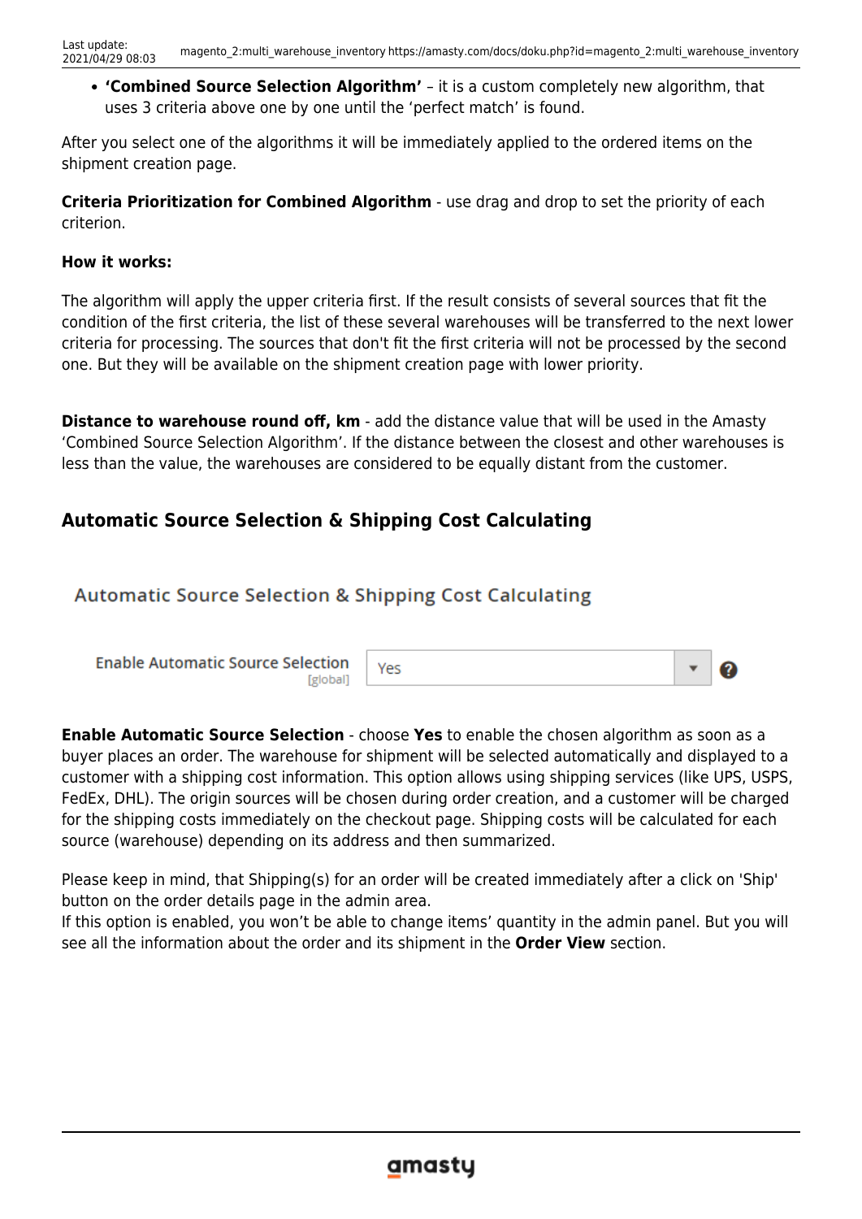- **'Combined Source Selection Algorithm'** – it is a custom completely new algorithm, that uses 3 criteria above one by one until the 'perfect match' is found.

After you select one of the algorithms it will be immediately applied to the ordered items on the shipment creation page.

**Criteria Prioritization for Combined Algorithm** - use drag and drop to set the priority of each criterion.

**How it works:**

The algorithm will apply the upper criteria first. If the result consists of several sources that fit the condition of the first criteria, the list of these several warehouses will be transferred to the next lower criteria for processing. The sources that don't fit the first criteria will not be processed by the second one. But they will be available on the shipment creation page with lower priority.

**Distance to warehouse round off, km** - add the distance value that will be used in the Amasty 'Combined Source Selection Algorithm'. If the distance between the closest and other warehouses is less than the value, the warehouses are considered to be equally distant from the customer.

## Automatic Source Selection & Shipping Cost Calculating

Automatic Source Selection & Shipping Cost Calculating

Enable Automatic Source Selection [global] — Yes

**Enable Automatic Source Selection** - choose **Yes** to enable the chosen algorithm as soon as a buyer places an order. The warehouse for shipment will be selected automatically and displayed to a customer with a shipping cost information. This option allows using shipping services (like UPS, USPS, FedEx, DHL). The origin sources will be chosen during order creation, and a customer will be charged for the shipping costs immediately on the checkout page. Shipping costs will be calculated for each source (warehouse) depending on its address and then summarized.

Please keep in mind, that Shipping(s) for an order will be created immediately after a click on 'Ship' button on the order details page in the admin area.
If this option is enabled, you won't be able to change items' quantity in the admin panel. But you will see all the information about the order and its shipment in the **Order View** section.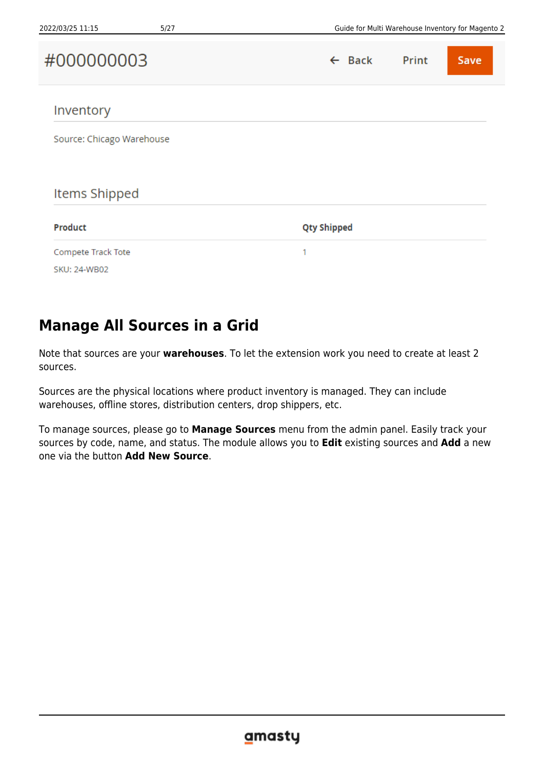#000000003

Back Print Save

Inventory

Source: Chicago Warehouse

Items Shipped

| Product | Qty Shipped |
| --- | --- |
| Compete Track Tote<br>SKU: 24-WB02 | 1 |

## Manage All Sources in a Grid

Note that sources are your **warehouses**. To let the extension work you need to create at least 2 sources.

Sources are the physical locations where product inventory is managed. They can include warehouses, offline stores, distribution centers, drop shippers, etc.

To manage sources, please go to **Manage Sources** menu from the admin panel. Easily track your sources by code, name, and status. The module allows you to **Edit** existing sources and **Add** a new one via the button **Add New Source**.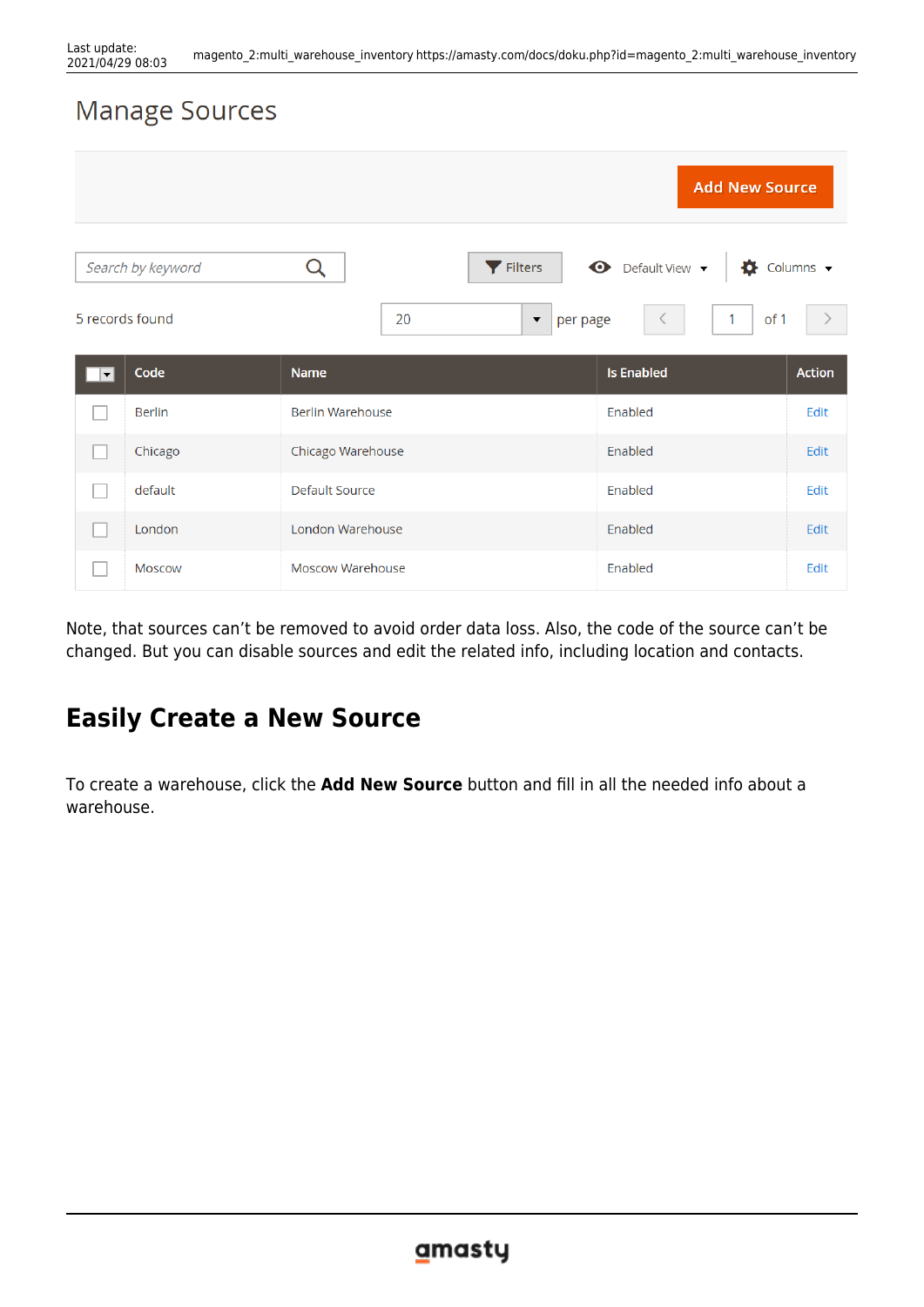Manage Sources

Add New Source

Search by keyword

Filters | Default View | Columns

5 records found | 20 per page | 1 of 1

| Code | Name | Is Enabled | Action |
|---|---|---|---|
| Berlin | Berlin Warehouse | Enabled | Edit |
| Chicago | Chicago Warehouse | Enabled | Edit |
| default | Default Source | Enabled | Edit |
| London | London Warehouse | Enabled | Edit |
| Moscow | Moscow Warehouse | Enabled | Edit |

Note, that sources can't be removed to avoid order data loss. Also, the code of the source can't be changed. But you can disable sources and edit the related info, including location and contacts.

## Easily Create a New Source

To create a warehouse, click the **Add New Source** button and fill in all the needed info about a warehouse.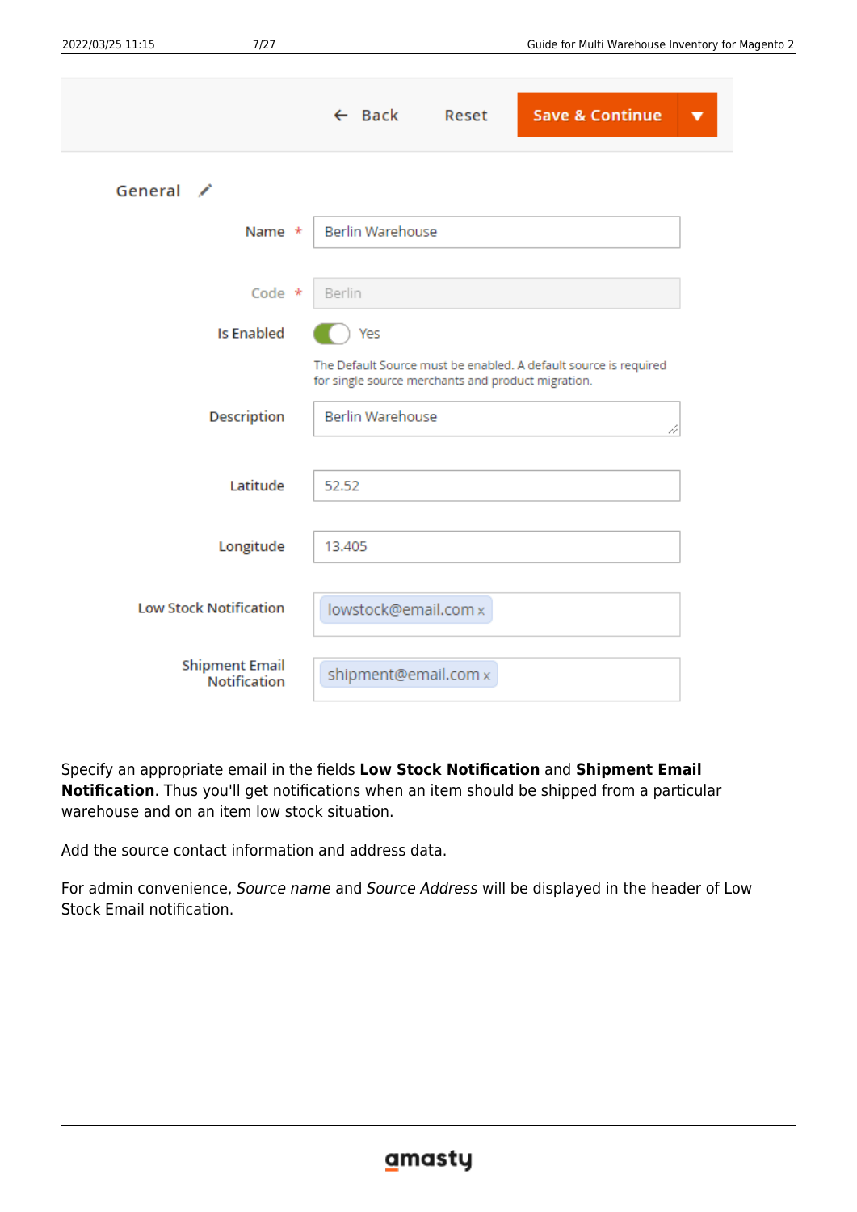Specify an appropriate email in the fields **Low Stock Notification** and **Shipment Email Notification**. Thus you'll get notifications when an item should be shipped from a particular warehouse and on an item low stock situation.

Add the source contact information and address data.

For admin convenience, *Source name* and *Source Address* will be displayed in the header of Low Stock Email notification.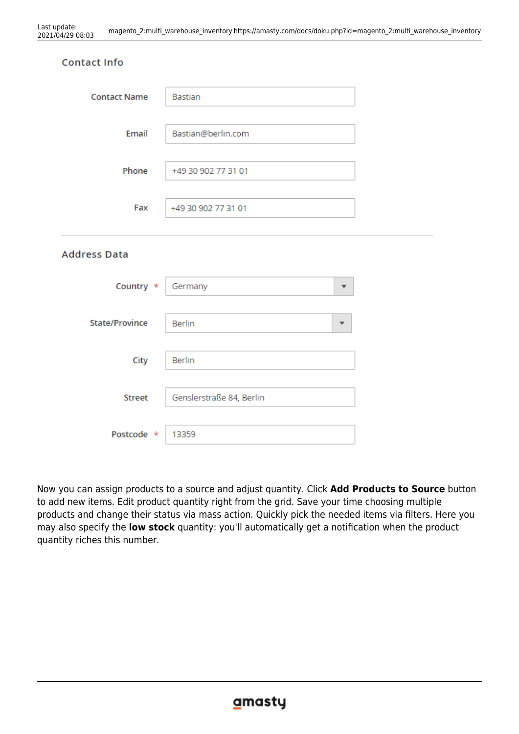Contact Info

| | |
|---|---|
| Contact Name | Bastian |
| Email | Bastian@berlin.com |
| Phone | +49 30 902 77 31 01 |
| Fax | +49 30 902 77 31 01 |

Address Data

| | |
|---|---|
| Country * | Germany |
| State/Province | Berlin |
| City | Berlin |
| Street | Genslerstraße 84, Berlin |
| Postcode * | 13359 |

Now you can assign products to a source and adjust quantity. Click **Add Products to Source** button to add new items. Edit product quantity right from the grid. Save your time choosing multiple products and change their status via mass action. Quickly pick the needed items via filters. Here you may also specify the **low stock** quantity: you'll automatically get a notification when the product quantity riches this number.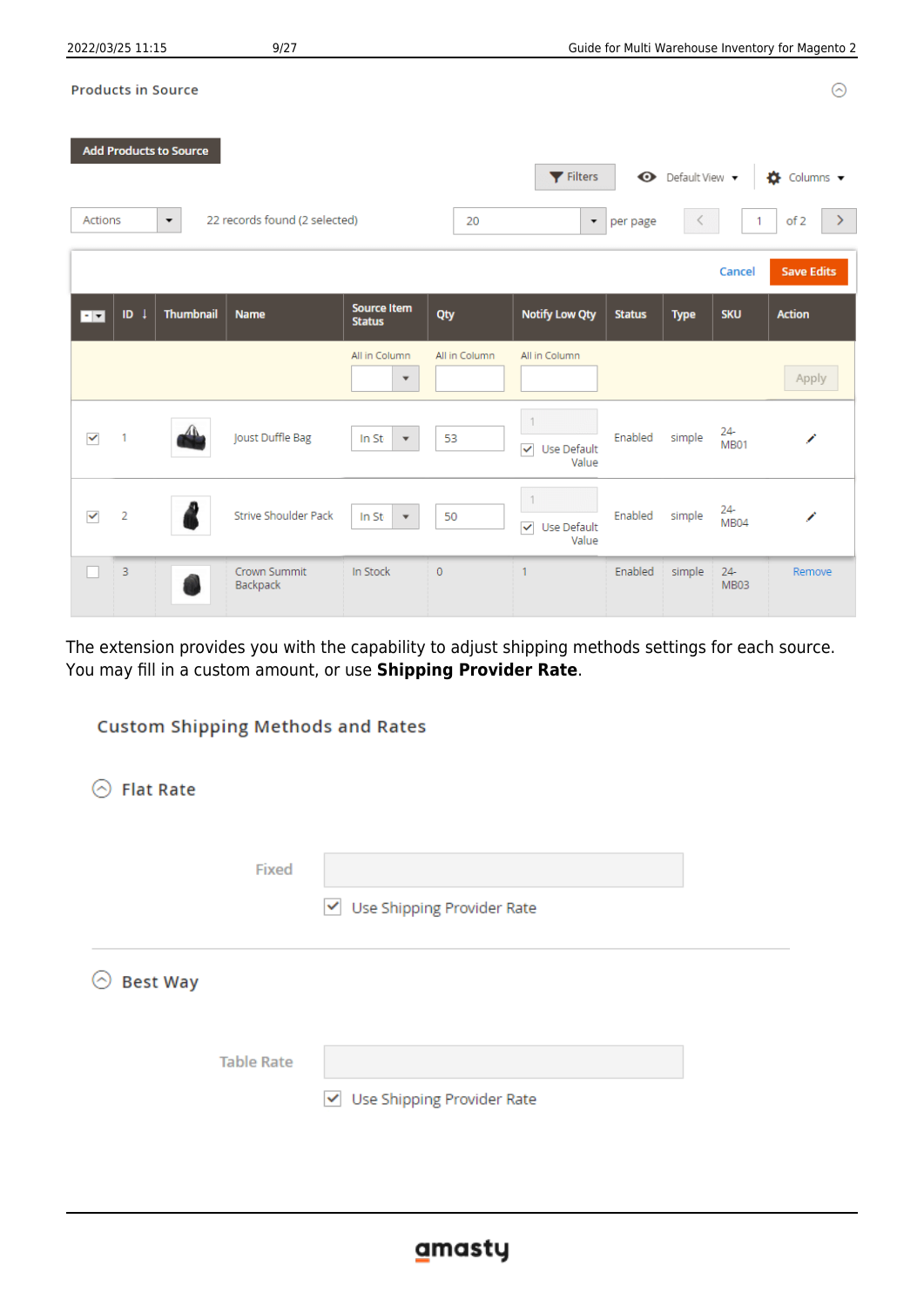Products in Source

Add Products to Source

Filters | Default View | Columns

Actions | 22 records found (2 selected) | 20 per page | 1 of 2

Cancel | Save Edits

| | ID | Thumbnail | Name | Source Item Status | Qty | Notify Low Qty | Status | Type | SKU | Action |
|---|---|---|---|---|---|---|---|---|---|---|
| | | | | All in Column | All in Column | All in Column | | | | Apply |
| ☑ | 1 | | Joust Duffle Bag | In St | 53 | 1 ☑ Use Default Value | Enabled | simple | 24-MB01 | |
| ☑ | 2 | | Strive Shoulder Pack | In St | 50 | 1 ☑ Use Default Value | Enabled | simple | 24-MB04 | |
| ☐ | 3 | | Crown Summit Backpack | In Stock | 0 | 1 | Enabled | simple | 24-MB03 | Remove |

The extension provides you with the capability to adjust shipping methods settings for each source. You may fill in a custom amount, or use **Shipping Provider Rate**.

Custom Shipping Methods and Rates

Flat Rate

Fixed

☑ Use Shipping Provider Rate

Best Way

Table Rate

☑ Use Shipping Provider Rate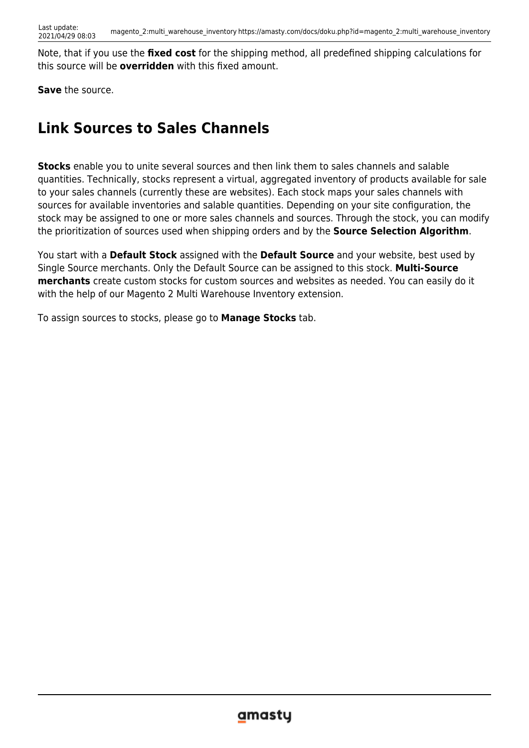Note, that if you use the **fixed cost** for the shipping method, all predefined shipping calculations for this source will be **overridden** with this fixed amount.

**Save** the source.

## Link Sources to Sales Channels

**Stocks** enable you to unite several sources and then link them to sales channels and salable quantities. Technically, stocks represent a virtual, aggregated inventory of products available for sale to your sales channels (currently these are websites). Each stock maps your sales channels with sources for available inventories and salable quantities. Depending on your site configuration, the stock may be assigned to one or more sales channels and sources. Through the stock, you can modify the prioritization of sources used when shipping orders and by the **Source Selection Algorithm**.

You start with a **Default Stock** assigned with the **Default Source** and your website, best used by Single Source merchants. Only the Default Source can be assigned to this stock. **Multi-Source merchants** create custom stocks for custom sources and websites as needed. You can easily do it with the help of our Magento 2 Multi Warehouse Inventory extension.

To assign sources to stocks, please go to **Manage Stocks** tab.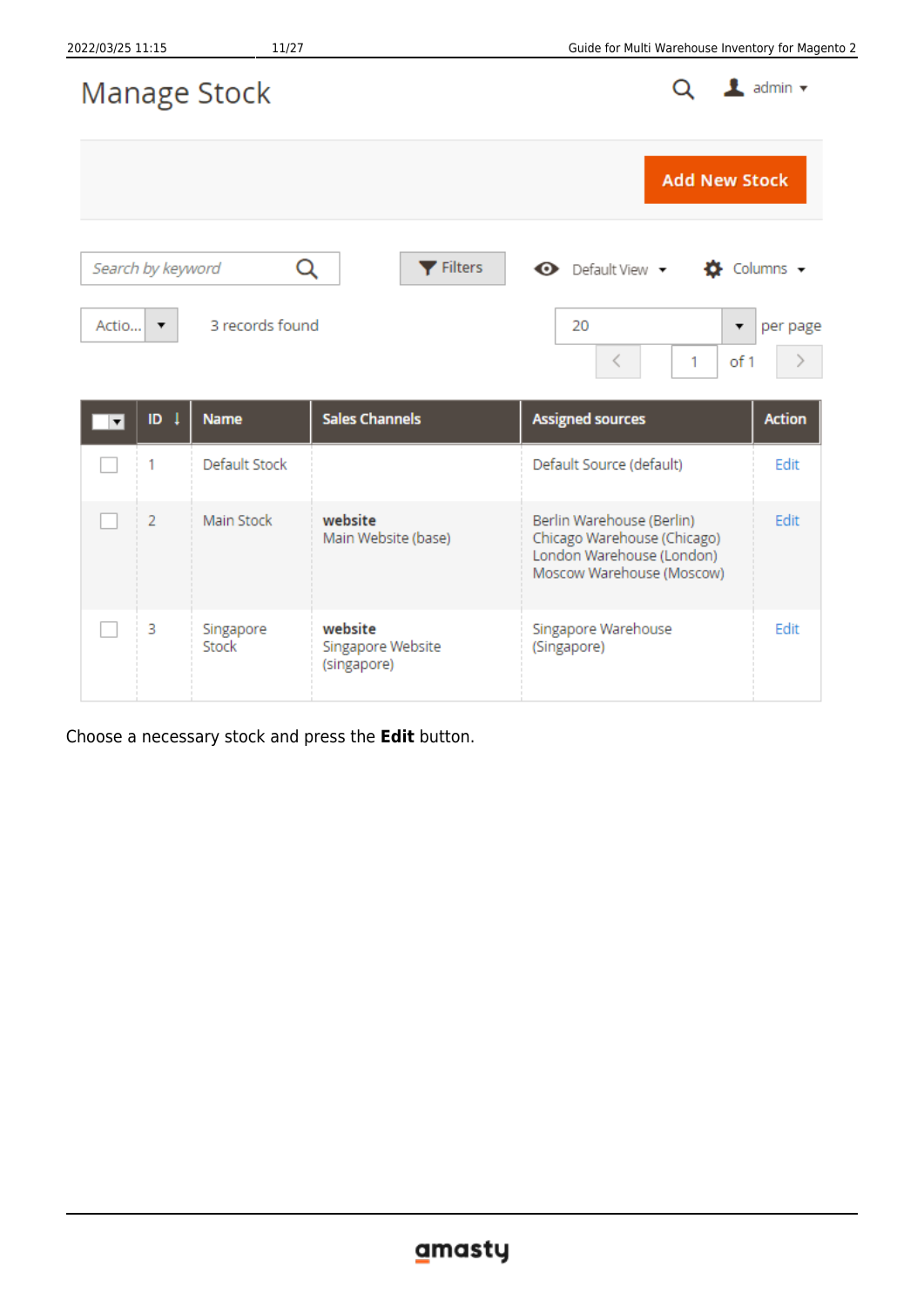# Manage Stock

Add New Stock

Search by keyword | Filters | Default View | Columns

Actio... | 3 records found | 20 per page | 1 of 1

| ID | Name | Sales Channels | Assigned sources | Action |
|---|---|---|---|---|
| 1 | Default Stock | | Default Source (default) | Edit |
| 2 | Main Stock | **website** Main Website (base) | Berlin Warehouse (Berlin) Chicago Warehouse (Chicago) London Warehouse (London) Moscow Warehouse (Moscow) | Edit |
| 3 | Singapore Stock | **website** Singapore Website (singapore) | Singapore Warehouse (Singapore) | Edit |

Choose a necessary stock and press the **Edit** button.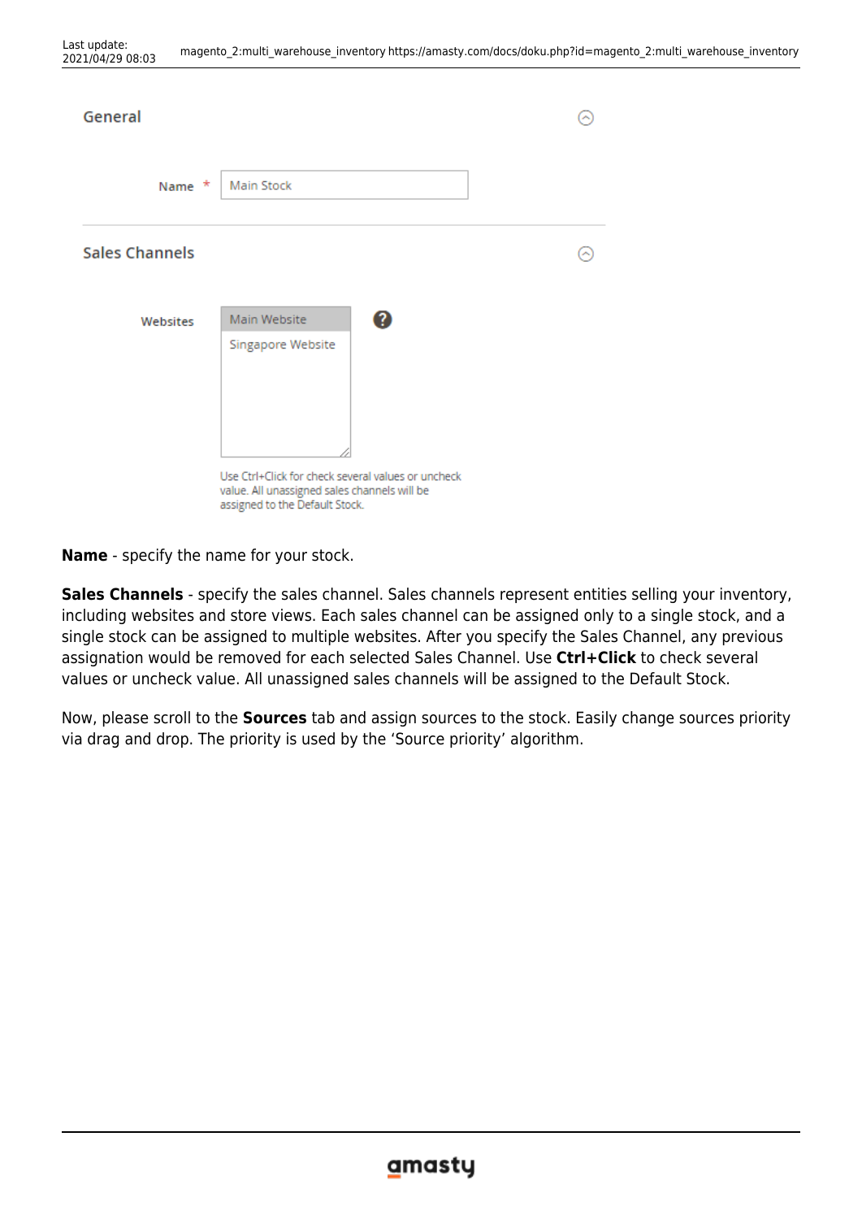General

Name * Main Stock

Sales Channels

Websites

Main Website
Singapore Website

Use Ctrl+Click for check several values or uncheck value. All unassigned sales channels will be assigned to the Default Stock.

**Name** - specify the name for your stock.

**Sales Channels** - specify the sales channel. Sales channels represent entities selling your inventory, including websites and store views. Each sales channel can be assigned only to a single stock, and a single stock can be assigned to multiple websites. After you specify the Sales Channel, any previous assignation would be removed for each selected Sales Channel. Use **Ctrl+Click** to check several values or uncheck value. All unassigned sales channels will be assigned to the Default Stock.

Now, please scroll to the **Sources** tab and assign sources to the stock. Easily change sources priority via drag and drop. The priority is used by the 'Source priority' algorithm.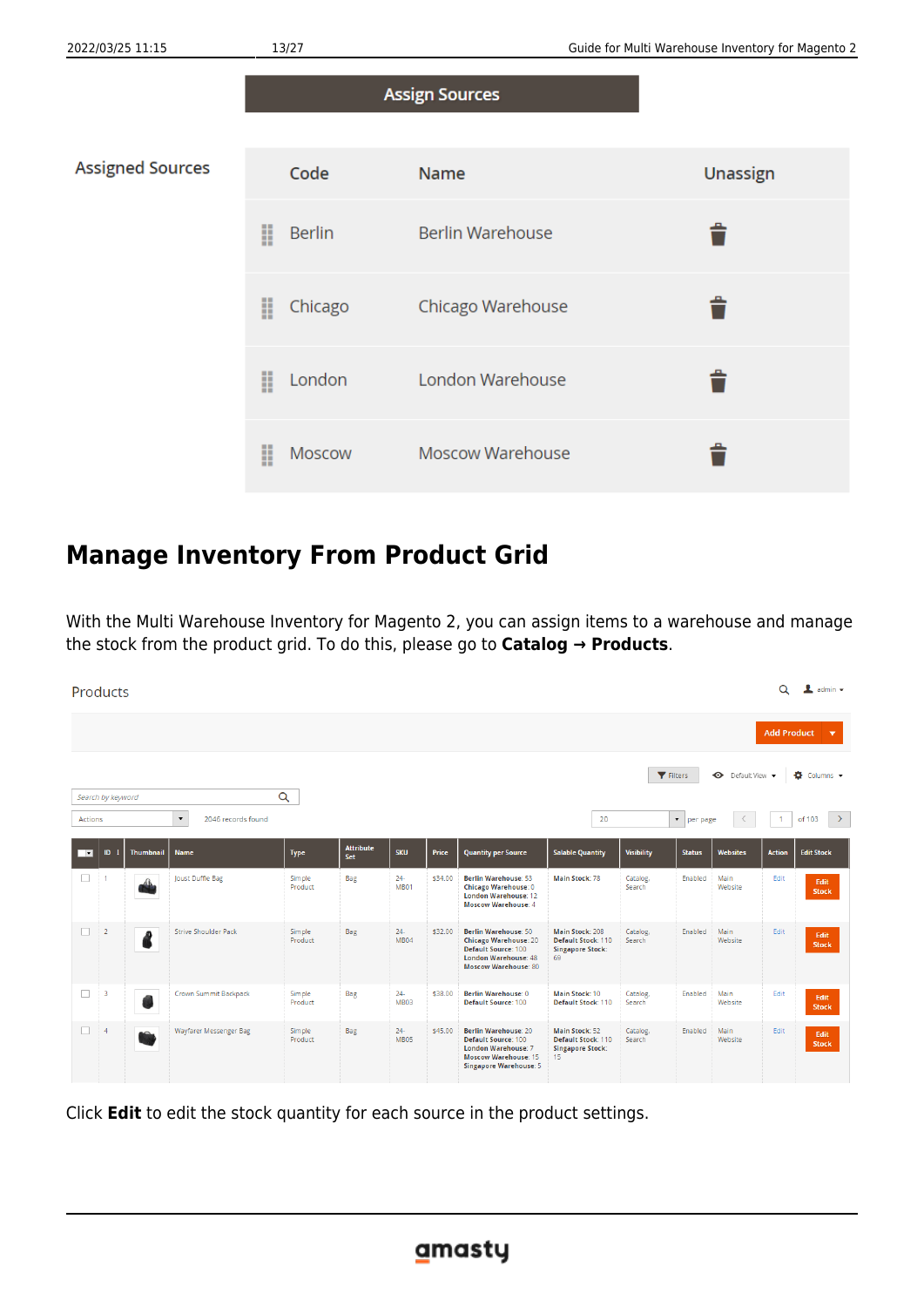Assign Sources

Assigned Sources

| Code | Name | Unassign |
|---|---|---|
| Berlin | Berlin Warehouse | |
| Chicago | Chicago Warehouse | |
| London | London Warehouse | |
| Moscow | Moscow Warehouse | |

## Manage Inventory From Product Grid

With the Multi Warehouse Inventory for Magento 2, you can assign items to a warehouse and manage the stock from the product grid. To do this, please go to **Catalog → Products**.

Products

Add Product

Filters | Default View | Columns

Search by keyword

Actions | 2046 records found | 20 per page | 1 of 103

| ID | Thumbnail | Name | Type | Attribute Set | SKU | Price | Quantity per Source | Salable Quantity | Visibility | Status | Websites | Action | Edit Stock |
|---|---|---|---|---|---|---|---|---|---|---|---|---|---|
| 1 | | Joust Duffle Bag | Simple Product | Bag | 24-MB01 | $34.00 | Berlin Warehouse: 53 Chicago Warehouse: 0 London Warehouse: 12 Moscow Warehouse: 4 | Main Stock: 78 | Catalog, Search | Enabled | Main Website | Edit | Edit Stock |
| 2 | | Strive Shoulder Pack | Simple Product | Bag | 24-MB04 | $32.00 | Berlin Warehouse: 50 Chicago Warehouse: 20 Default Source: 100 London Warehouse: 48 Moscow Warehouse: 80 | Main Stock: 208 Default Stock: 110 Singapore Stock: 69 | Catalog, Search | Enabled | Main Website | Edit | Edit Stock |
| 3 | | Crown Summit Backpack | Simple Product | Bag | 24-MB03 | $38.00 | Berlin Warehouse: 0 Default Source: 100 | Main Stock: 10 Default Stock: 110 | Catalog, Search | Enabled | Main Website | Edit | Edit Stock |
| 4 | | Wayfarer Messenger Bag | Simple Product | Bag | 24-MB05 | $45.00 | Berlin Warehouse: 20 Default Source: 100 London Warehouse: 7 Moscow Warehouse: 15 Singapore Warehouse: 5 | Main Stock: 52 Default Stock: 110 Singapore Stock: 15 | Catalog, Search | Enabled | Main Website | Edit | Edit Stock |

Click **Edit** to edit the stock quantity for each source in the product settings.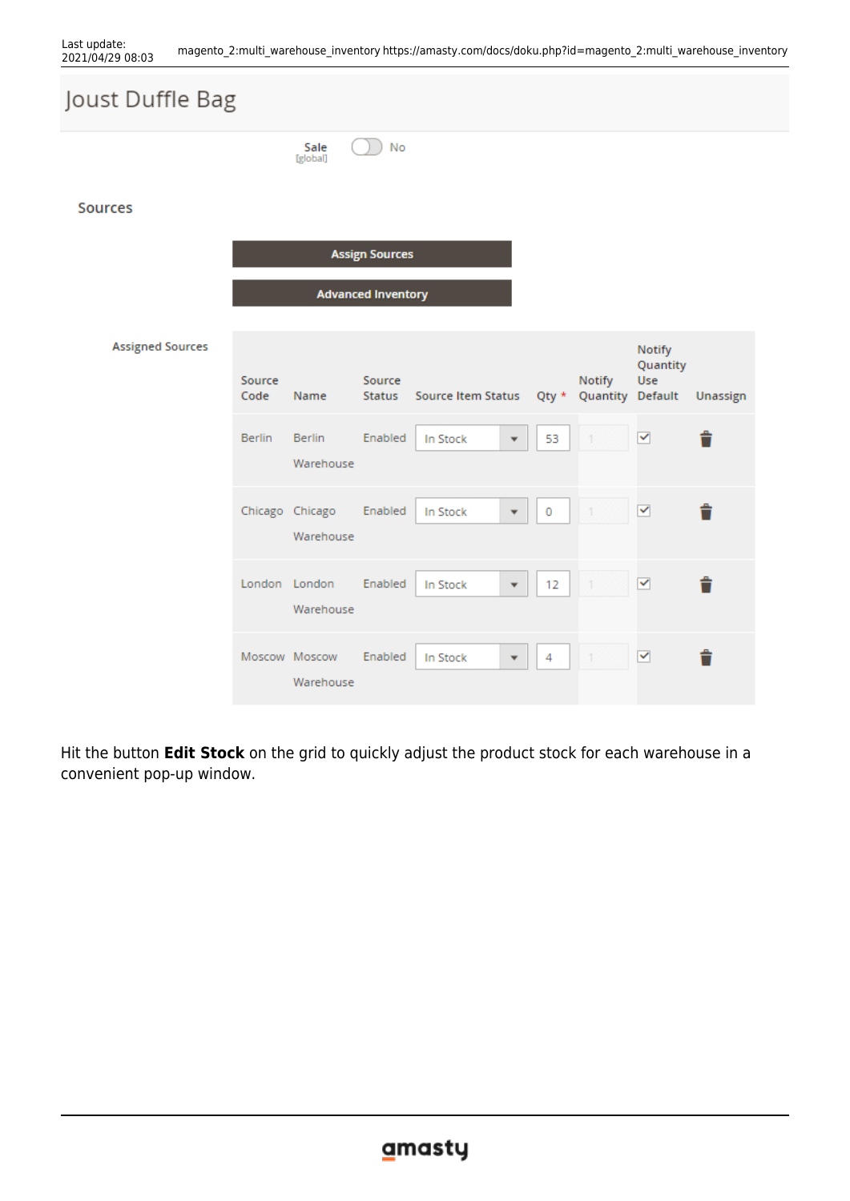# Joust Duffle Bag

Sale [global] No

## Sources

Assign Sources

Advanced Inventory

Assigned Sources

| Source Code | Name | Source Status | Source Item Status | Qty * | Notify Quantity | Notify Quantity Use Default | Unassign |
|---|---|---|---|---|---|---|---|
| Berlin | Berlin Warehouse | Enabled | In Stock | 53 | 1 | ☑ | |
| Chicago | Chicago Warehouse | Enabled | In Stock | 0 | 1 | ☑ | |
| London | London Warehouse | Enabled | In Stock | 12 | 1 | ☑ | |
| Moscow | Moscow Warehouse | Enabled | In Stock | 4 | 1 | ☑ | |

Hit the button **Edit Stock** on the grid to quickly adjust the product stock for each warehouse in a convenient pop-up window.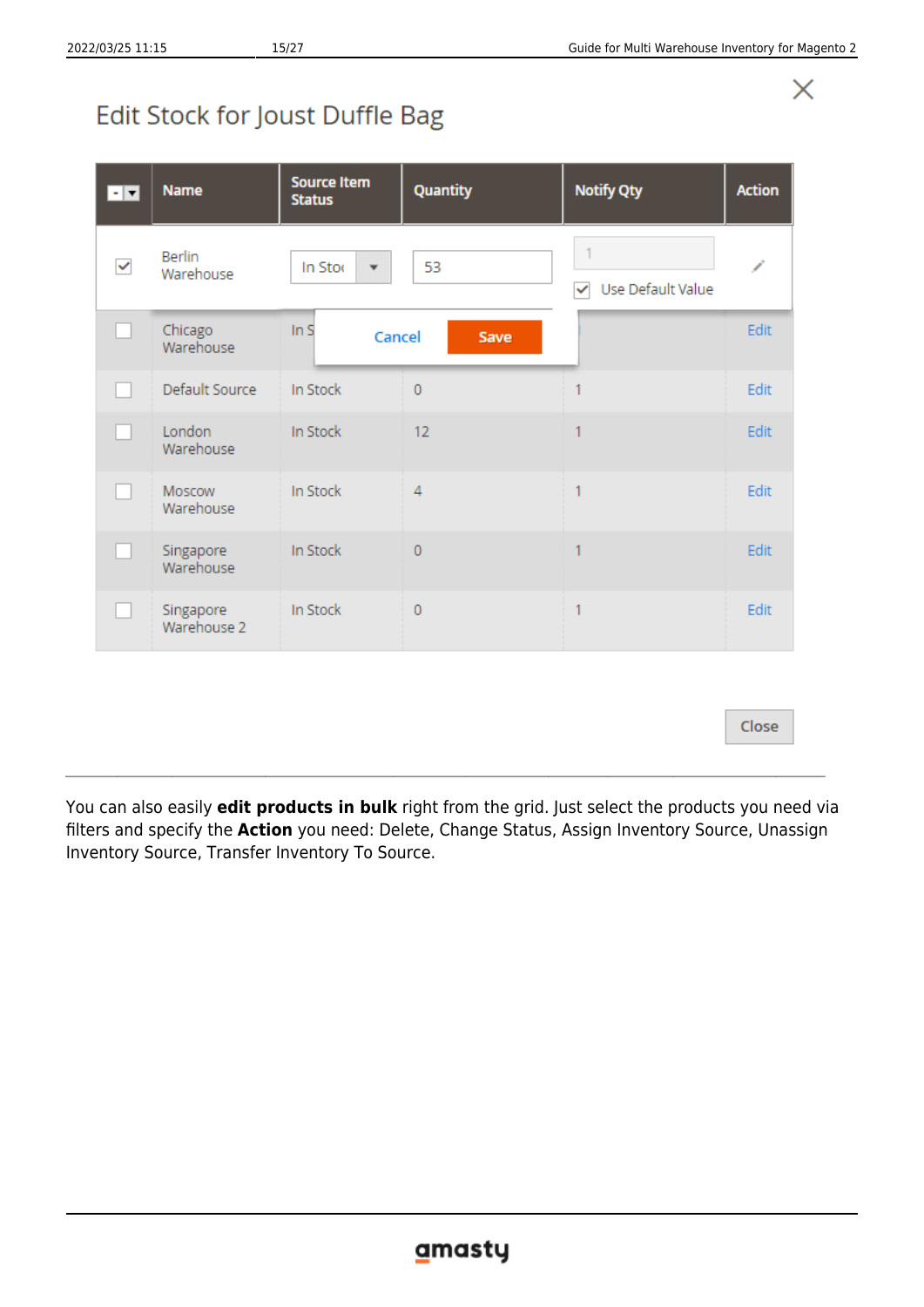Edit Stock for Joust Duffle Bag

| | Name | Source Item Status | Quantity | Notify Qty | Action |
|---|---|---|---|---|---|
| ☑ | Berlin Warehouse | In Stock | 53 | 1 ☑ Use Default Value | |
| ☐ | Chicago Warehouse | In S | | | Edit |
| ☐ | Default Source | In Stock | 0 | 1 | Edit |
| ☐ | London Warehouse | In Stock | 12 | 1 | Edit |
| ☐ | Moscow Warehouse | In Stock | 4 | 1 | Edit |
| ☐ | Singapore Warehouse | In Stock | 0 | 1 | Edit |
| ☐ | Singapore Warehouse 2 | In Stock | 0 | 1 | Edit |

Cancel Save

Close

---

You can also easily **edit products in bulk** right from the grid. Just select the products you need via filters and specify the **Action** you need: Delete, Change Status, Assign Inventory Source, Unassign Inventory Source, Transfer Inventory To Source.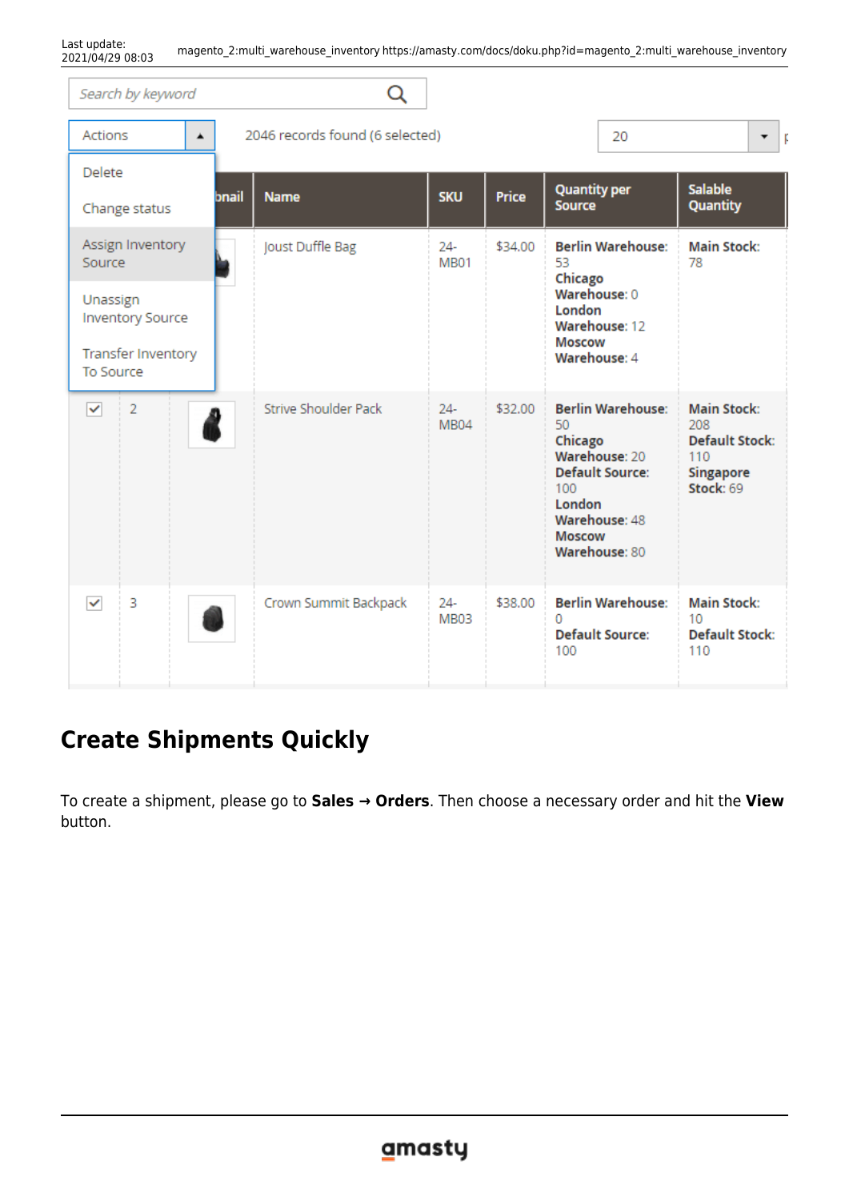## Create Shipments Quickly

To create a shipment, please go to **Sales → Orders**. Then choose a necessary order and hit the **View** button.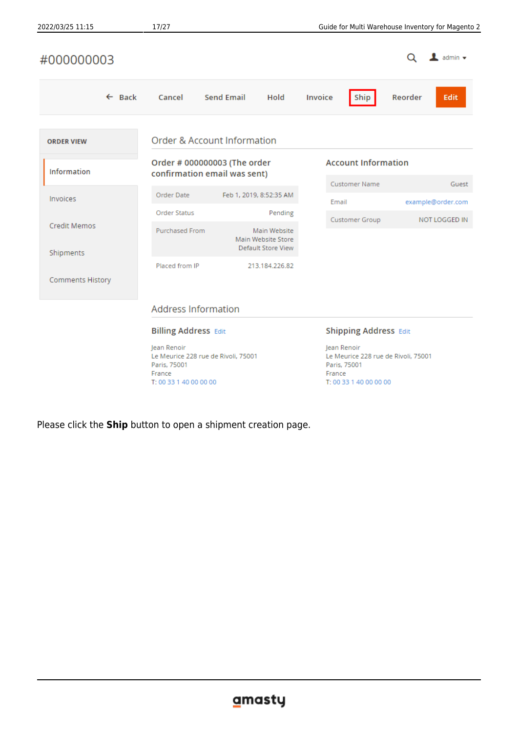#000000003

Back | Cancel | Send Email | Hold | Invoice | Ship | Reorder | Edit

ORDER VIEW

- Information
- Invoices
- Credit Memos
- Shipments
- Comments History

## Order & Account Information

### Order # 000000003 (The order confirmation email was sent)

| | |
|---|---|
| Order Date | Feb 1, 2019, 8:52:35 AM |
| Order Status | Pending |
| Purchased From | Main Website Main Website Store Default Store View |
| Placed from IP | 213.184.226.82 |

### Account Information

| | |
|---|---|
| Customer Name | Guest |
| Email | example@order.com |
| Customer Group | NOT LOGGED IN |

## Address Information

### Billing Address Edit

Jean Renoir
Le Meurice 228 rue de Rivoli, 75001
Paris, 75001
France
T: 00 33 1 40 00 00 00

### Shipping Address Edit

Jean Renoir
Le Meurice 228 rue de Rivoli, 75001
Paris, 75001
France
T: 00 33 1 40 00 00 00

Please click the **Ship** button to open a shipment creation page.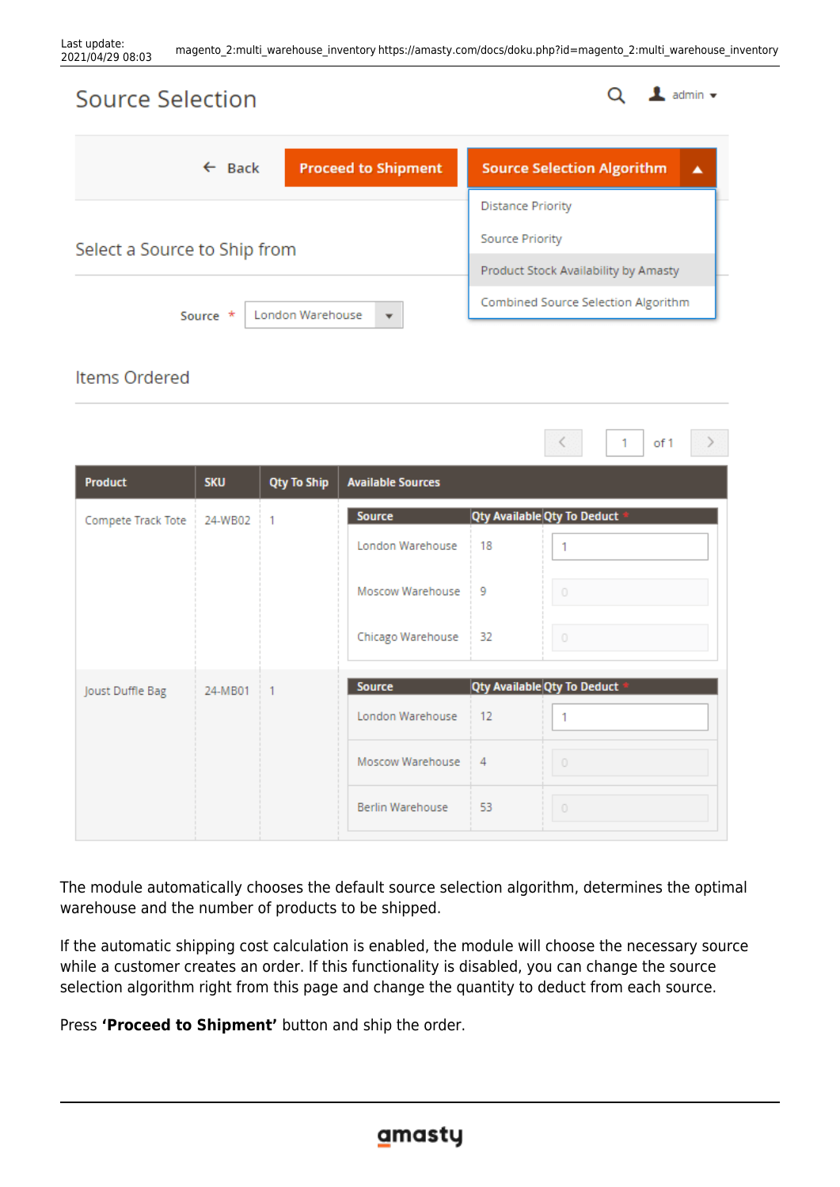The module automatically chooses the default source selection algorithm, determines the optimal warehouse and the number of products to be shipped.

If the automatic shipping cost calculation is enabled, the module will choose the necessary source while a customer creates an order. If this functionality is disabled, you can change the source selection algorithm right from this page and change the quantity to deduct from each source.

Press **'Proceed to Shipment'** button and ship the order.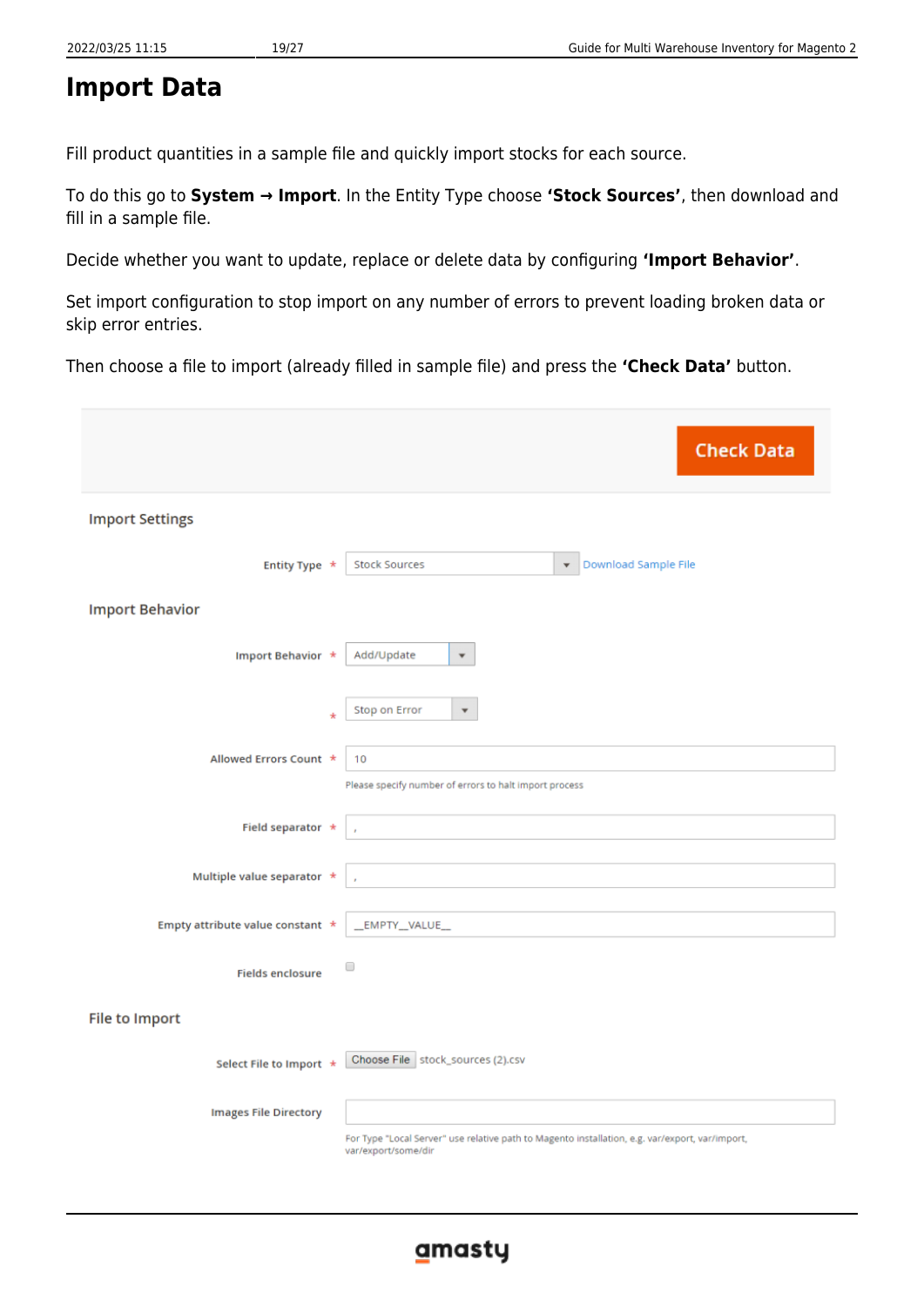# Import Data

Fill product quantities in a sample file and quickly import stocks for each source.

To do this go to **System → Import**. In the Entity Type choose **'Stock Sources'**, then download and fill in a sample file.

Decide whether you want to update, replace or delete data by configuring **'Import Behavior'**.

Set import configuration to stop import on any number of errors to prevent loading broken data or skip error entries.

Then choose a file to import (already filled in sample file) and press the **'Check Data'** button.

Check Data

Import Settings

Entity Type * Stock Sources Download Sample File

Import Behavior

Import Behavior * Add/Update

* Stop on Error

Allowed Errors Count * 10

Please specify number of errors to halt import process

Field separator * ,

Multiple value separator * ,

Empty attribute value constant * __EMPTY__VALUE__

Fields enclosure

File to Import

Select File to Import * Choose File stock_sources (2).csv

Images File Directory

For Type "Local Server" use relative path to Magento installation, e.g. var/export, var/import, var/export/some/dir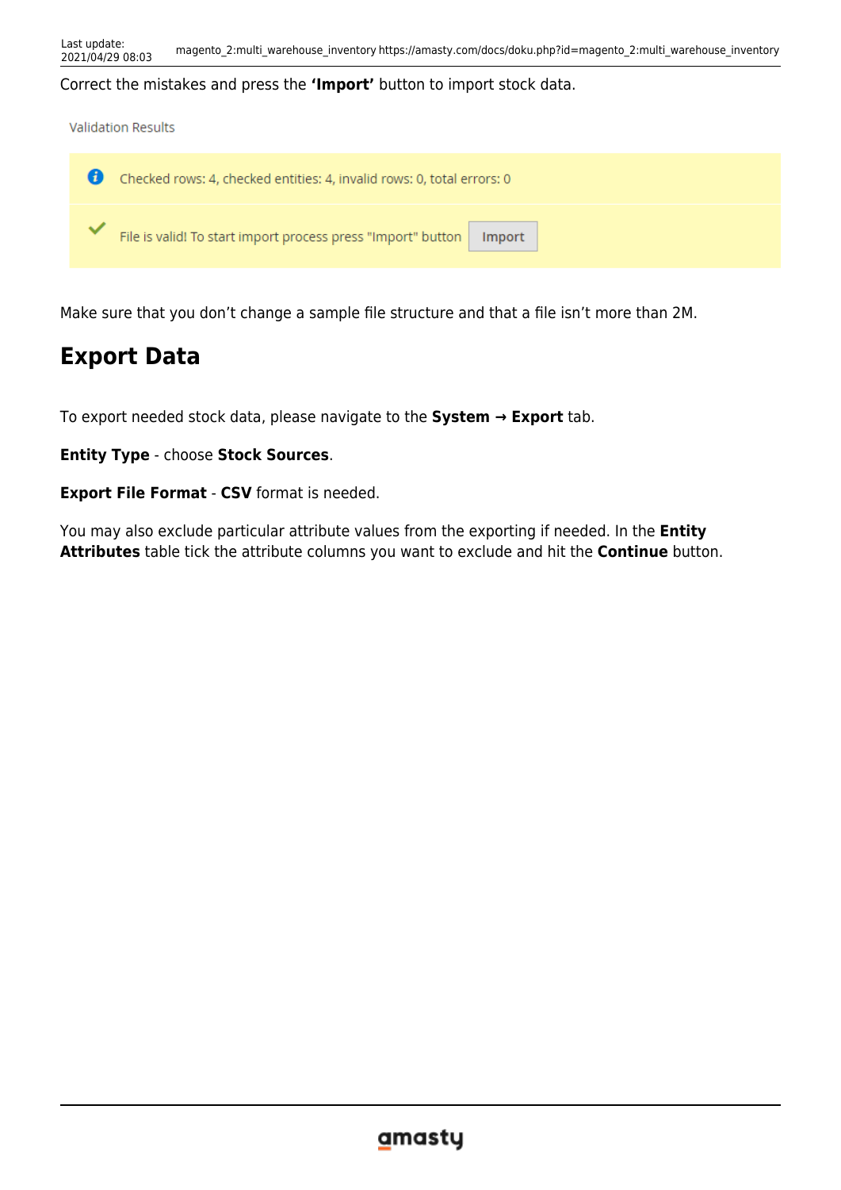Correct the mistakes and press the **'Import'** button to import stock data.

Validation Results

Checked rows: 4, checked entities: 4, invalid rows: 0, total errors: 0

File is valid! To start import process press "Import" button Import

Make sure that you don't change a sample file structure and that a file isn't more than 2M.

## Export Data

To export needed stock data, please navigate to the **System → Export** tab.

**Entity Type** - choose **Stock Sources**.

**Export File Format** - **CSV** format is needed.

You may also exclude particular attribute values from the exporting if needed. In the **Entity Attributes** table tick the attribute columns you want to exclude and hit the **Continue** button.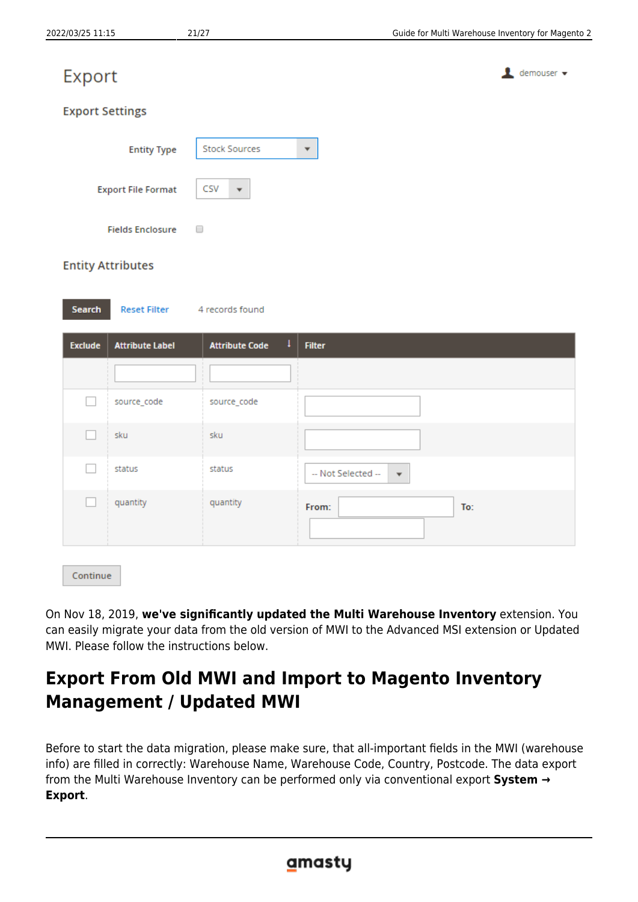# Export

demouser

## Export Settings

Entity Type: Stock Sources

Export File Format: CSV

Fields Enclosure

## Entity Attributes

Search | Reset Filter | 4 records found

| Exclude | Attribute Label | Attribute Code | Filter |
|---|---|---|---|
| | | | |
| ☐ | source_code | source_code | |
| ☐ | sku | sku | |
| ☐ | status | status | -- Not Selected -- |
| ☐ | quantity | quantity | From: To: |

Continue

On Nov 18, 2019, **we've significantly updated the Multi Warehouse Inventory** extension. You can easily migrate your data from the old version of MWI to the Advanced MSI extension or Updated MWI. Please follow the instructions below.

# Export From Old MWI and Import to Magento Inventory Management / Updated MWI

Before to start the data migration, please make sure, that all-important fields in the MWI (warehouse info) are filled in correctly: Warehouse Name, Warehouse Code, Country, Postcode. The data export from the Multi Warehouse Inventory can be performed only via conventional export **System → Export**.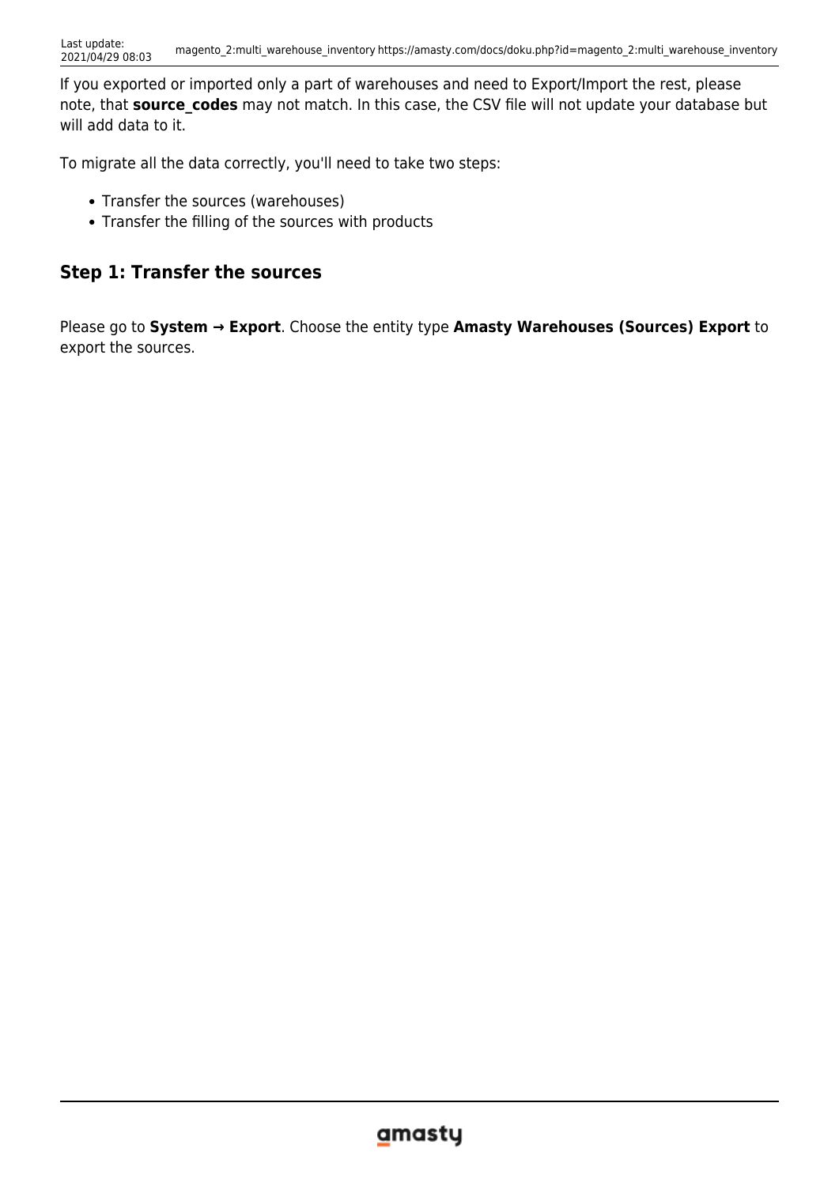If you exported or imported only a part of warehouses and need to Export/Import the rest, please note, that **source_codes** may not match. In this case, the CSV file will not update your database but will add data to it.

To migrate all the data correctly, you'll need to take two steps:

- Transfer the sources (warehouses)
- Transfer the filling of the sources with products

## Step 1: Transfer the sources

Please go to **System → Export**. Choose the entity type **Amasty Warehouses (Sources) Export** to export the sources.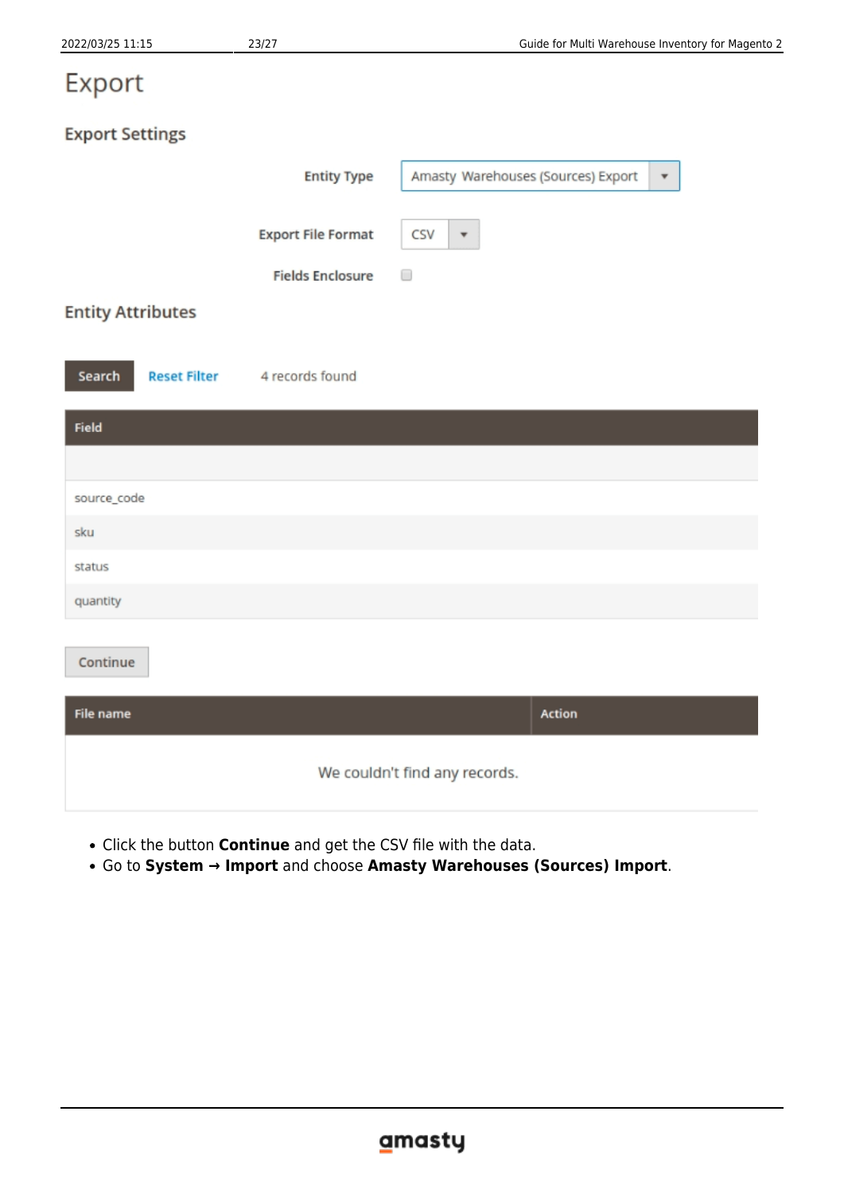# Export

## Export Settings

Entity Type: Amasty Warehouses (Sources) Export

Export File Format: CSV

Fields Enclosure

## Entity Attributes

Search | Reset Filter | 4 records found

| Field |
| --- |
| |
| source_code |
| sku |
| status |
| quantity |

Continue

| File name | Action |
| --- | --- |
| We couldn't find any records. | |

- Click the button **Continue** and get the CSV file with the data.
- Go to **System → Import** and choose **Amasty Warehouses (Sources) Import**.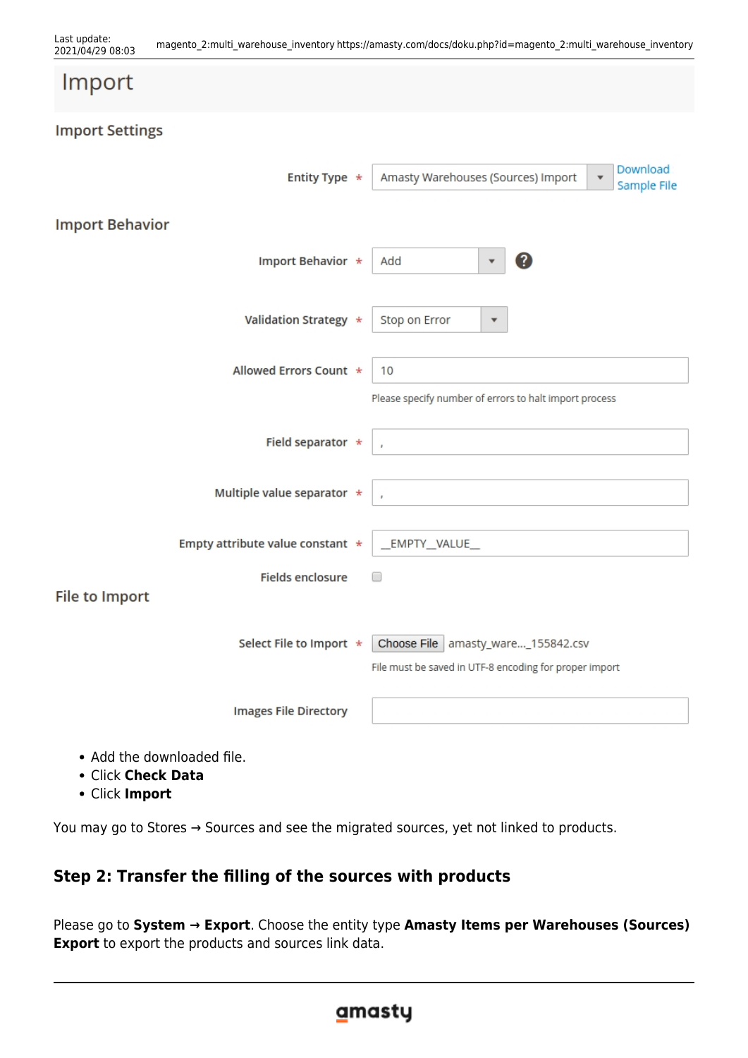Import

Import Settings

Entity Type * Amasty Warehouses (Sources) Import | Download Sample File

Import Behavior

Import Behavior * Add

Validation Strategy * Stop on Error

Allowed Errors Count * 10

Please specify number of errors to halt import process

Field separator * ,

Multiple value separator * ,

Empty attribute value constant * __EMPTY__VALUE__

Fields enclosure

File to Import

Select File to Import * Choose File amasty_ware..._155842.csv

File must be saved in UTF-8 encoding for proper import

Images File Directory

- Add the downloaded file.
- Click **Check Data**
- Click **Import**

You may go to Stores → Sources and see the migrated sources, yet not linked to products.

### Step 2: Transfer the filling of the sources with products

Please go to **System → Export**. Choose the entity type **Amasty Items per Warehouses (Sources) Export** to export the products and sources link data.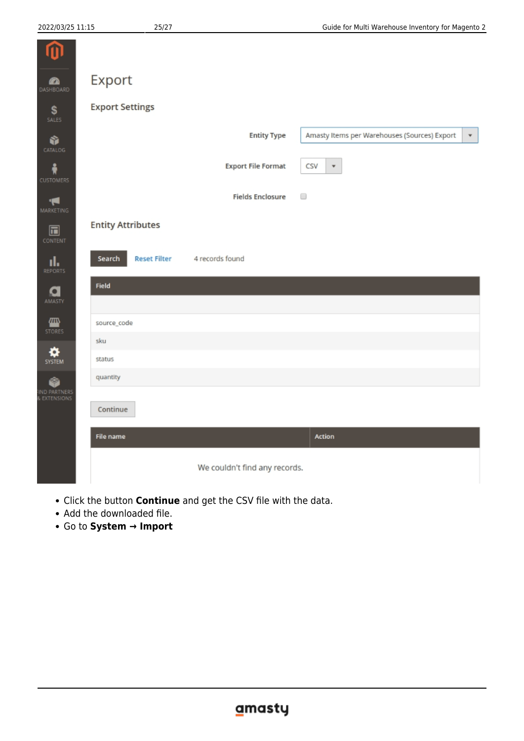# Export

## Export Settings

Entity Type: Amasty Items per Warehouses (Sources) Export

Export File Format: CSV

Fields Enclosure

## Entity Attributes

Search | Reset Filter | 4 records found

| Field |
| --- |
| source_code |
| sku |
| status |
| quantity |

Continue

| File name | Action |
| --- | --- |
| We couldn't find any records. | |

- Click the button **Continue** and get the CSV file with the data.
- Add the downloaded file.
- Go to **System → Import**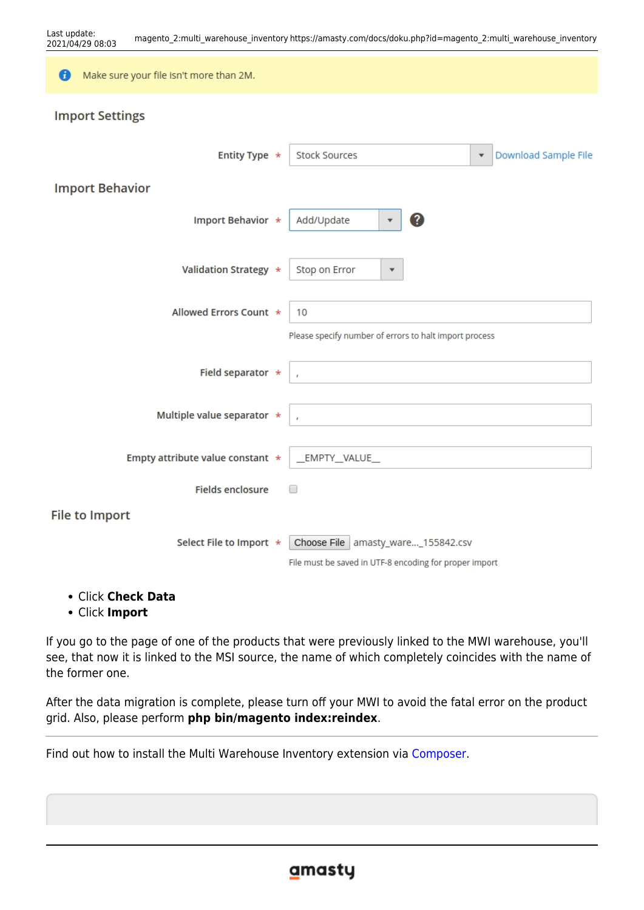Make sure your file isn't more than 2M.

Import Settings

Entity Type * Stock Sources — Download Sample File

Import Behavior

Import Behavior * Add/Update

Validation Strategy * Stop on Error

Allowed Errors Count * 10

Please specify number of errors to halt import process

Field separator * ,

Multiple value separator * ,

Empty attribute value constant * __EMPTY__VALUE__

Fields enclosure

File to Import

Select File to Import * Choose File amasty_ware..._155842.csv

File must be saved in UTF-8 encoding for proper import

- Click **Check Data**
- Click **Import**

If you go to the page of one of the products that were previously linked to the MWI warehouse, you'll see, that now it is linked to the MSI source, the name of which completely coincides with the name of the former one.

After the data migration is complete, please turn off your MWI to avoid the fatal error on the product grid. Also, please perform **php bin/magento index:reindex**.

---

Find out how to install the Multi Warehouse Inventory extension via Composer.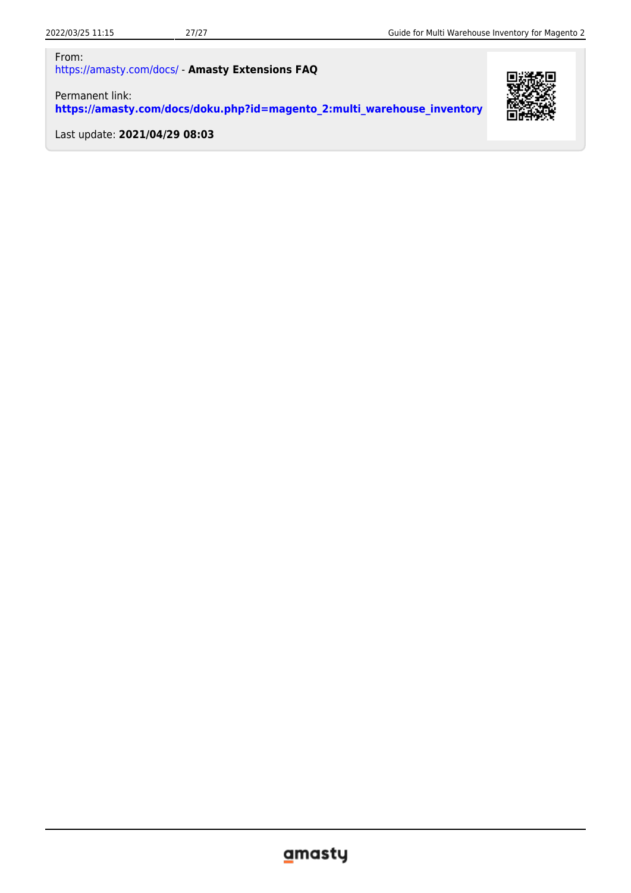From:
https://amasty.com/docs/ - **Amasty Extensions FAQ**

Permanent link:
**https://amasty.com/docs/doku.php?id=magento_2:multi_warehouse_inventory**

Last update: **2021/04/29 08:03**